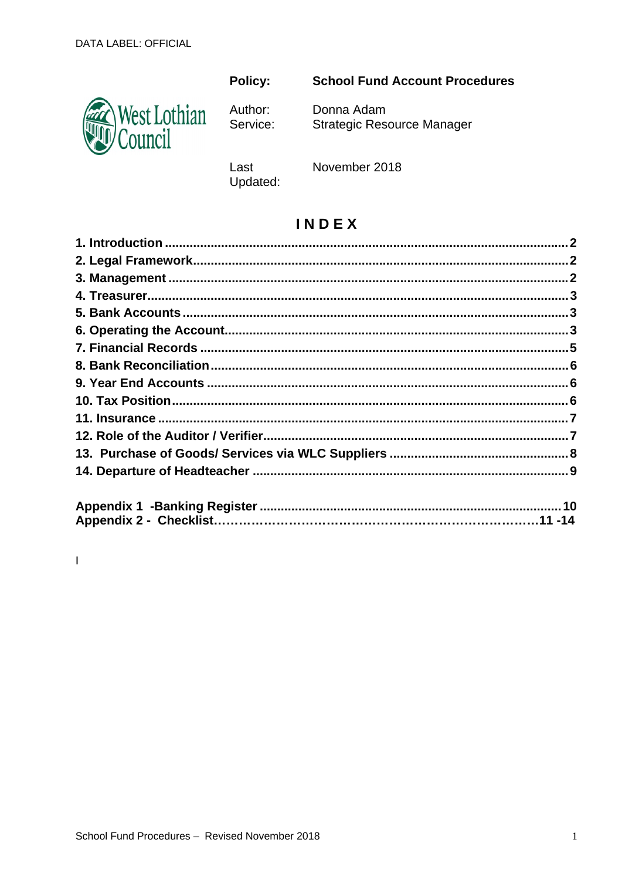DATA LABEL: OFFICIAL

| | |
|---|---|
| **Policy:** | **School Fund Account Procedures** |
| Author: Service: | Donna Adam Strategic Resource Manager |
| Last Updated: | November 2018 |

# INDEX

**1. Introduction** .......... **2**
**2. Legal Framework** .......... **2**
**3. Management** .......... **2**
**4. Treasurer** .......... **3**
**5. Bank Accounts** .......... **3**
**6. Operating the Account** .......... **3**
**7. Financial Records** .......... **5**
**8. Bank Reconciliation** .......... **6**
**9. Year End Accounts** .......... **6**
**10. Tax Position** .......... **6**
**11. Insurance** .......... **7**
**12. Role of the Auditor / Verifier** .......... **7**
**13. Purchase of Goods/ Services via WLC Suppliers** .......... **8**
**14. Departure of Headteacher** .......... **9**

**Appendix 1 -Banking Register** .......... **10**
**Appendix 2 - Checklist** .......... **11 -14**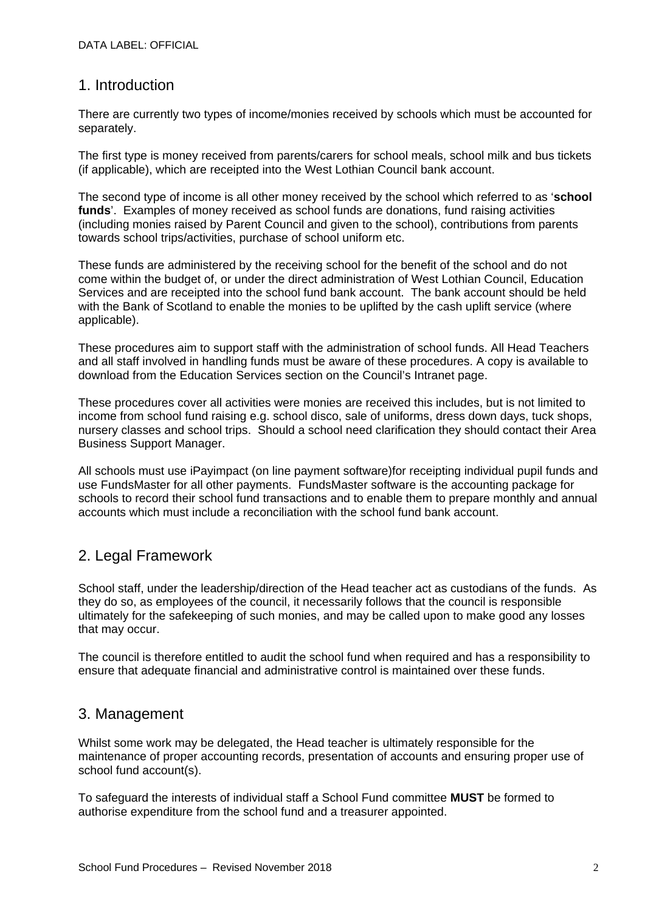## 1. Introduction

There are currently two types of income/monies received by schools which must be accounted for separately.

The first type is money received from parents/carers for school meals, school milk and bus tickets (if applicable), which are receipted into the West Lothian Council bank account.

The second type of income is all other money received by the school which referred to as '**school funds**'. Examples of money received as school funds are donations, fund raising activities (including monies raised by Parent Council and given to the school), contributions from parents towards school trips/activities, purchase of school uniform etc.

These funds are administered by the receiving school for the benefit of the school and do not come within the budget of, or under the direct administration of West Lothian Council, Education Services and are receipted into the school fund bank account. The bank account should be held with the Bank of Scotland to enable the monies to be uplifted by the cash uplift service (where applicable).

These procedures aim to support staff with the administration of school funds. All Head Teachers and all staff involved in handling funds must be aware of these procedures. A copy is available to download from the Education Services section on the Council's Intranet page.

These procedures cover all activities were monies are received this includes, but is not limited to income from school fund raising e.g. school disco, sale of uniforms, dress down days, tuck shops, nursery classes and school trips. Should a school need clarification they should contact their Area Business Support Manager.

All schools must use iPayimpact (on line payment software)for receipting individual pupil funds and use FundsMaster for all other payments. FundsMaster software is the accounting package for schools to record their school fund transactions and to enable them to prepare monthly and annual accounts which must include a reconciliation with the school fund bank account.

## 2. Legal Framework

School staff, under the leadership/direction of the Head teacher act as custodians of the funds. As they do so, as employees of the council, it necessarily follows that the council is responsible ultimately for the safekeeping of such monies, and may be called upon to make good any losses that may occur.

The council is therefore entitled to audit the school fund when required and has a responsibility to ensure that adequate financial and administrative control is maintained over these funds.

## 3. Management

Whilst some work may be delegated, the Head teacher is ultimately responsible for the maintenance of proper accounting records, presentation of accounts and ensuring proper use of school fund account(s).

To safeguard the interests of individual staff a School Fund committee **MUST** be formed to authorise expenditure from the school fund and a treasurer appointed.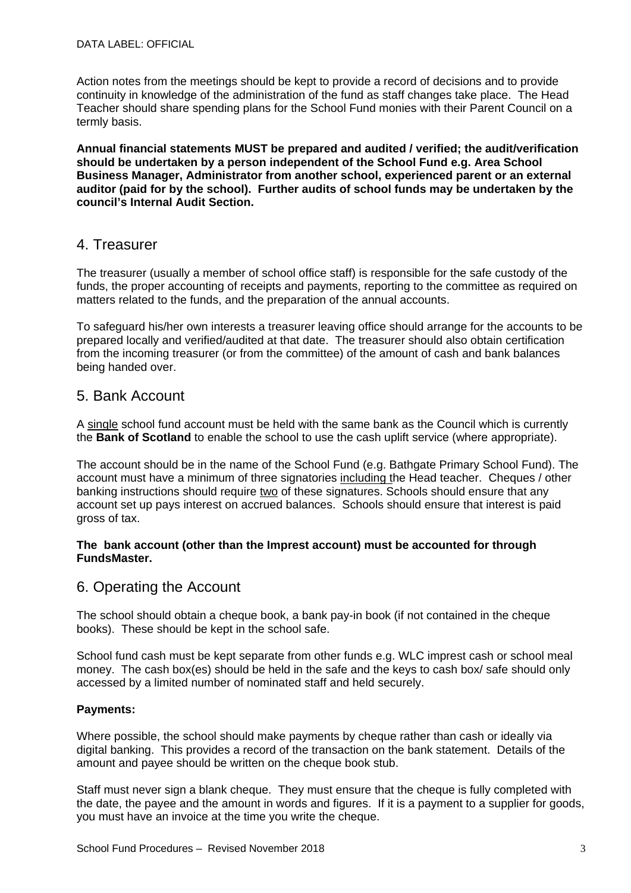Action notes from the meetings should be kept to provide a record of decisions and to provide continuity in knowledge of the administration of the fund as staff changes take place. The Head Teacher should share spending plans for the School Fund monies with their Parent Council on a termly basis.

**Annual financial statements MUST be prepared and audited / verified; the audit/verification should be undertaken by a person independent of the School Fund e.g. Area School Business Manager, Administrator from another school, experienced parent or an external auditor (paid for by the school). Further audits of school funds may be undertaken by the council's Internal Audit Section.**

## 4. Treasurer

The treasurer (usually a member of school office staff) is responsible for the safe custody of the funds, the proper accounting of receipts and payments, reporting to the committee as required on matters related to the funds, and the preparation of the annual accounts.

To safeguard his/her own interests a treasurer leaving office should arrange for the accounts to be prepared locally and verified/audited at that date. The treasurer should also obtain certification from the incoming treasurer (or from the committee) of the amount of cash and bank balances being handed over.

## 5. Bank Account

A single school fund account must be held with the same bank as the Council which is currently the **Bank of Scotland** to enable the school to use the cash uplift service (where appropriate).

The account should be in the name of the School Fund (e.g. Bathgate Primary School Fund). The account must have a minimum of three signatories including the Head teacher. Cheques / other banking instructions should require two of these signatures. Schools should ensure that any account set up pays interest on accrued balances. Schools should ensure that interest is paid gross of tax.

**The bank account (other than the Imprest account) must be accounted for through FundsMaster.**

## 6. Operating the Account

The school should obtain a cheque book, a bank pay-in book (if not contained in the cheque books). These should be kept in the school safe.

School fund cash must be kept separate from other funds e.g. WLC imprest cash or school meal money. The cash box(es) should be held in the safe and the keys to cash box/ safe should only accessed by a limited number of nominated staff and held securely.

**Payments:**

Where possible, the school should make payments by cheque rather than cash or ideally via digital banking. This provides a record of the transaction on the bank statement. Details of the amount and payee should be written on the cheque book stub.

Staff must never sign a blank cheque. They must ensure that the cheque is fully completed with the date, the payee and the amount in words and figures. If it is a payment to a supplier for goods, you must have an invoice at the time you write the cheque.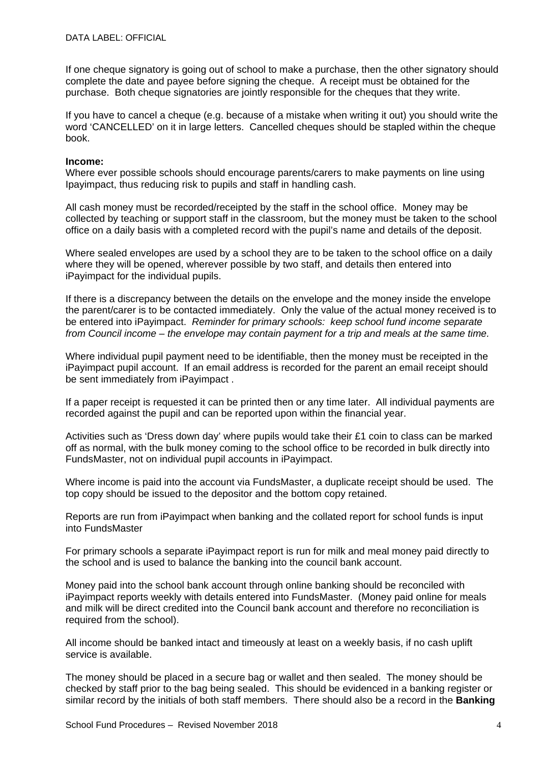If one cheque signatory is going out of school to make a purchase, then the other signatory should complete the date and payee before signing the cheque. A receipt must be obtained for the purchase. Both cheque signatories are jointly responsible for the cheques that they write.

If you have to cancel a cheque (e.g. because of a mistake when writing it out) you should write the word 'CANCELLED' on it in large letters. Cancelled cheques should be stapled within the cheque book.

**Income:**
Where ever possible schools should encourage parents/carers to make payments on line using Ipayimpact, thus reducing risk to pupils and staff in handling cash.

All cash money must be recorded/receipted by the staff in the school office. Money may be collected by teaching or support staff in the classroom, but the money must be taken to the school office on a daily basis with a completed record with the pupil's name and details of the deposit.

Where sealed envelopes are used by a school they are to be taken to the school office on a daily where they will be opened, wherever possible by two staff, and details then entered into iPayimpact for the individual pupils.

If there is a discrepancy between the details on the envelope and the money inside the envelope the parent/carer is to be contacted immediately. Only the value of the actual money received is to be entered into iPayimpact. *Reminder for primary schools: keep school fund income separate from Council income – the envelope may contain payment for a trip and meals at the same time.*

Where individual pupil payment need to be identifiable, then the money must be receipted in the iPayimpact pupil account. If an email address is recorded for the parent an email receipt should be sent immediately from iPayimpact .

If a paper receipt is requested it can be printed then or any time later. All individual payments are recorded against the pupil and can be reported upon within the financial year.

Activities such as 'Dress down day' where pupils would take their £1 coin to class can be marked off as normal, with the bulk money coming to the school office to be recorded in bulk directly into FundsMaster, not on individual pupil accounts in iPayimpact.

Where income is paid into the account via FundsMaster, a duplicate receipt should be used. The top copy should be issued to the depositor and the bottom copy retained.

Reports are run from iPayimpact when banking and the collated report for school funds is input into FundsMaster

For primary schools a separate iPayimpact report is run for milk and meal money paid directly to the school and is used to balance the banking into the council bank account.

Money paid into the school bank account through online banking should be reconciled with iPayimpact reports weekly with details entered into FundsMaster. (Money paid online for meals and milk will be direct credited into the Council bank account and therefore no reconciliation is required from the school).

All income should be banked intact and timeously at least on a weekly basis, if no cash uplift service is available.

The money should be placed in a secure bag or wallet and then sealed. The money should be checked by staff prior to the bag being sealed. This should be evidenced in a banking register or similar record by the initials of both staff members. There should also be a record in the **Banking**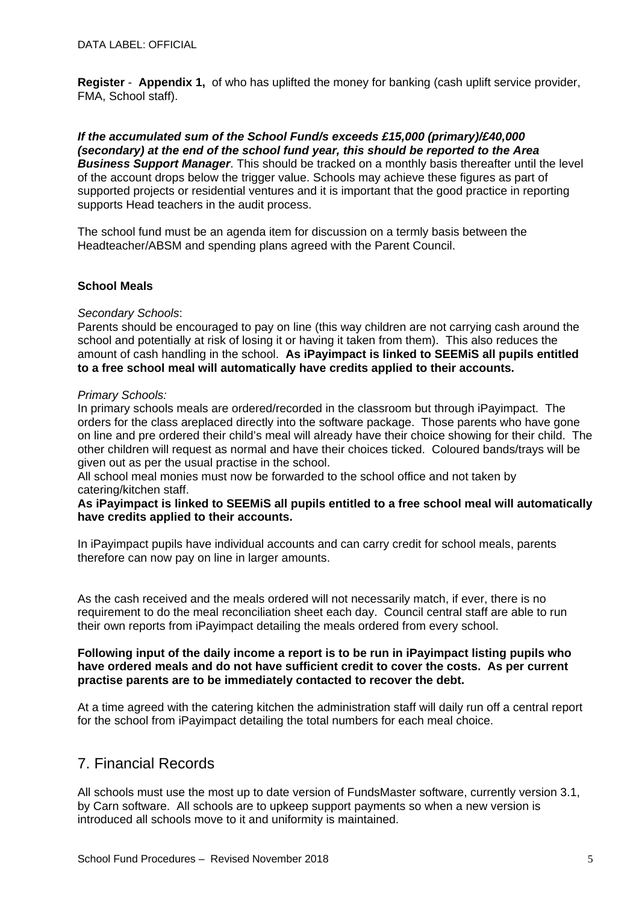**Register** - **Appendix 1,** of who has uplifted the money for banking (cash uplift service provider, FMA, School staff).

***If the accumulated sum of the School Fund/s exceeds £15,000 (primary)/£40,000 (secondary) at the end of the school fund year, this should be reported to the Area Business Support Manager***. This should be tracked on a monthly basis thereafter until the level of the account drops below the trigger value. Schools may achieve these figures as part of supported projects or residential ventures and it is important that the good practice in reporting supports Head teachers in the audit process.

The school fund must be an agenda item for discussion on a termly basis between the Headteacher/ABSM and spending plans agreed with the Parent Council.

**School Meals**

*Secondary Schools*:

Parents should be encouraged to pay on line (this way children are not carrying cash around the school and potentially at risk of losing it or having it taken from them). This also reduces the amount of cash handling in the school. **As iPayimpact is linked to SEEMiS all pupils entitled to a free school meal will automatically have credits applied to their accounts.**

*Primary Schools:*

In primary schools meals are ordered/recorded in the classroom but through iPayimpact. The orders for the class areplaced directly into the software package. Those parents who have gone on line and pre ordered their child's meal will already have their choice showing for their child. The other children will request as normal and have their choices ticked. Coloured bands/trays will be given out as per the usual practise in the school.

All school meal monies must now be forwarded to the school office and not taken by catering/kitchen staff.

**As iPayimpact is linked to SEEMiS all pupils entitled to a free school meal will automatically have credits applied to their accounts.**

In iPayimpact pupils have individual accounts and can carry credit for school meals, parents therefore can now pay on line in larger amounts.

As the cash received and the meals ordered will not necessarily match, if ever, there is no requirement to do the meal reconciliation sheet each day. Council central staff are able to run their own reports from iPayimpact detailing the meals ordered from every school.

**Following input of the daily income a report is to be run in iPayimpact listing pupils who have ordered meals and do not have sufficient credit to cover the costs. As per current practise parents are to be immediately contacted to recover the debt.**

At a time agreed with the catering kitchen the administration staff will daily run off a central report for the school from iPayimpact detailing the total numbers for each meal choice.

## 7. Financial Records

All schools must use the most up to date version of FundsMaster software, currently version 3.1, by Carn software. All schools are to upkeep support payments so when a new version is introduced all schools move to it and uniformity is maintained.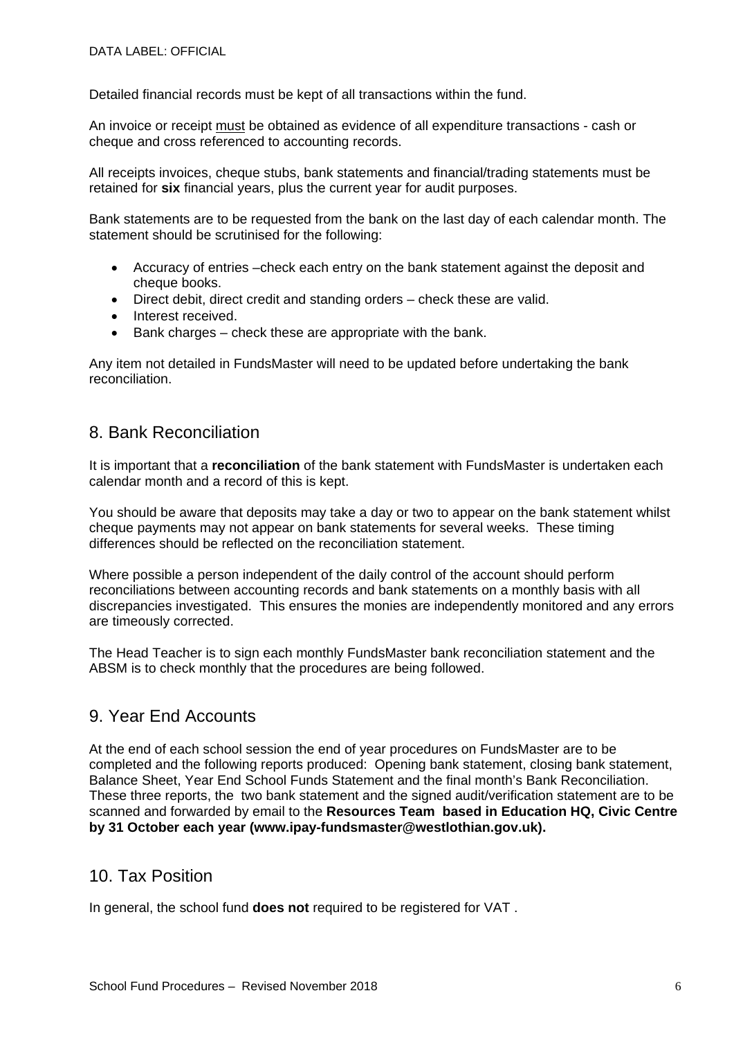Detailed financial records must be kept of all transactions within the fund.

An invoice or receipt must be obtained as evidence of all expenditure transactions - cash or cheque and cross referenced to accounting records.

All receipts invoices, cheque stubs, bank statements and financial/trading statements must be retained for **six** financial years, plus the current year for audit purposes.

Bank statements are to be requested from the bank on the last day of each calendar month. The statement should be scrutinised for the following:

- Accuracy of entries –check each entry on the bank statement against the deposit and cheque books.
- Direct debit, direct credit and standing orders – check these are valid.
- Interest received.
- Bank charges – check these are appropriate with the bank.

Any item not detailed in FundsMaster will need to be updated before undertaking the bank reconciliation.

## 8. Bank Reconciliation

It is important that a **reconciliation** of the bank statement with FundsMaster is undertaken each calendar month and a record of this is kept.

You should be aware that deposits may take a day or two to appear on the bank statement whilst cheque payments may not appear on bank statements for several weeks. These timing differences should be reflected on the reconciliation statement.

Where possible a person independent of the daily control of the account should perform reconciliations between accounting records and bank statements on a monthly basis with all discrepancies investigated. This ensures the monies are independently monitored and any errors are timeously corrected.

The Head Teacher is to sign each monthly FundsMaster bank reconciliation statement and the ABSM is to check monthly that the procedures are being followed.

## 9. Year End Accounts

At the end of each school session the end of year procedures on FundsMaster are to be completed and the following reports produced: Opening bank statement, closing bank statement, Balance Sheet, Year End School Funds Statement and the final month's Bank Reconciliation. These three reports, the two bank statement and the signed audit/verification statement are to be scanned and forwarded by email to the **Resources Team based in Education HQ, Civic Centre by 31 October each year (www.ipay-fundsmaster@westlothian.gov.uk).**

## 10. Tax Position

In general, the school fund **does not** required to be registered for VAT .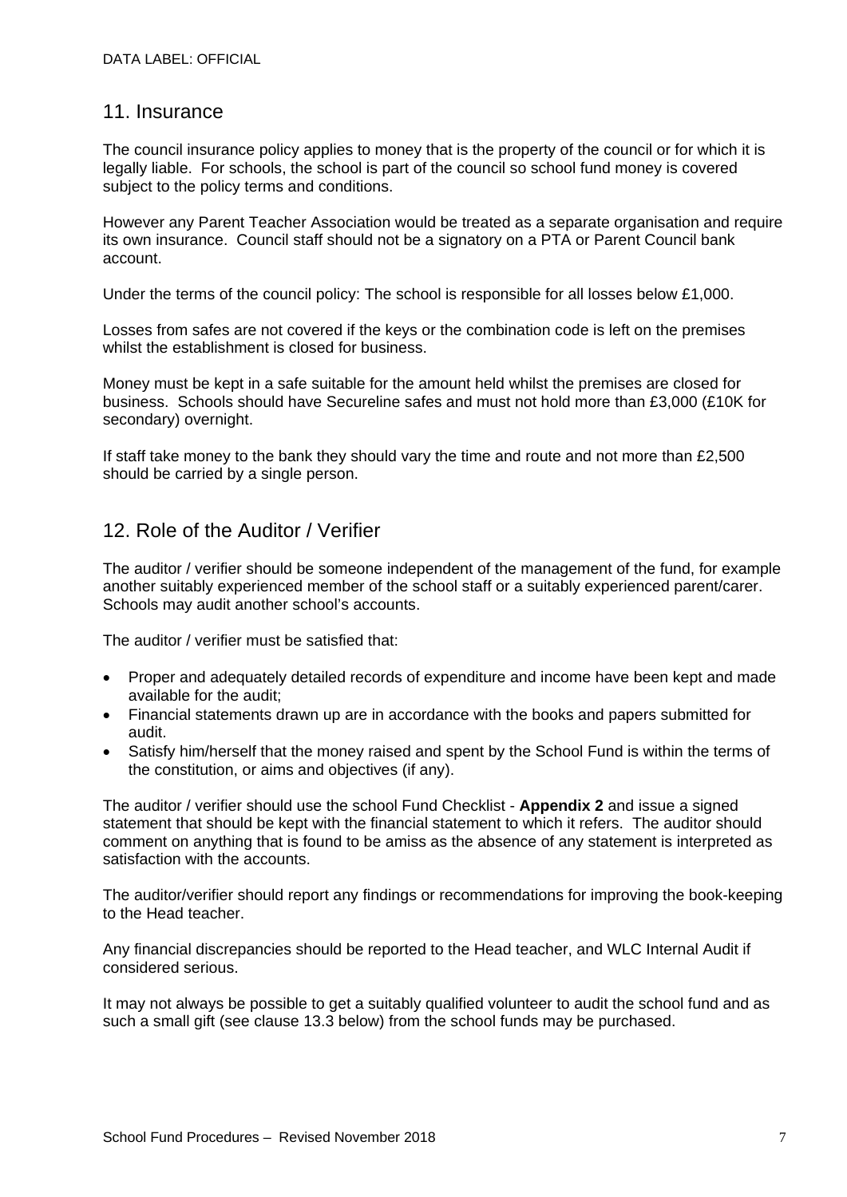## 11. Insurance

The council insurance policy applies to money that is the property of the council or for which it is legally liable. For schools, the school is part of the council so school fund money is covered subject to the policy terms and conditions.

However any Parent Teacher Association would be treated as a separate organisation and require its own insurance. Council staff should not be a signatory on a PTA or Parent Council bank account.

Under the terms of the council policy: The school is responsible for all losses below £1,000.

Losses from safes are not covered if the keys or the combination code is left on the premises whilst the establishment is closed for business.

Money must be kept in a safe suitable for the amount held whilst the premises are closed for business. Schools should have Secureline safes and must not hold more than £3,000 (£10K for secondary) overnight.

If staff take money to the bank they should vary the time and route and not more than £2,500 should be carried by a single person.

## 12. Role of the Auditor / Verifier

The auditor / verifier should be someone independent of the management of the fund, for example another suitably experienced member of the school staff or a suitably experienced parent/carer. Schools may audit another school's accounts.

The auditor / verifier must be satisfied that:

- Proper and adequately detailed records of expenditure and income have been kept and made available for the audit;
- Financial statements drawn up are in accordance with the books and papers submitted for audit.
- Satisfy him/herself that the money raised and spent by the School Fund is within the terms of the constitution, or aims and objectives (if any).

The auditor / verifier should use the school Fund Checklist - **Appendix 2** and issue a signed statement that should be kept with the financial statement to which it refers. The auditor should comment on anything that is found to be amiss as the absence of any statement is interpreted as satisfaction with the accounts.

The auditor/verifier should report any findings or recommendations for improving the book-keeping to the Head teacher.

Any financial discrepancies should be reported to the Head teacher, and WLC Internal Audit if considered serious.

It may not always be possible to get a suitably qualified volunteer to audit the school fund and as such a small gift (see clause 13.3 below) from the school funds may be purchased.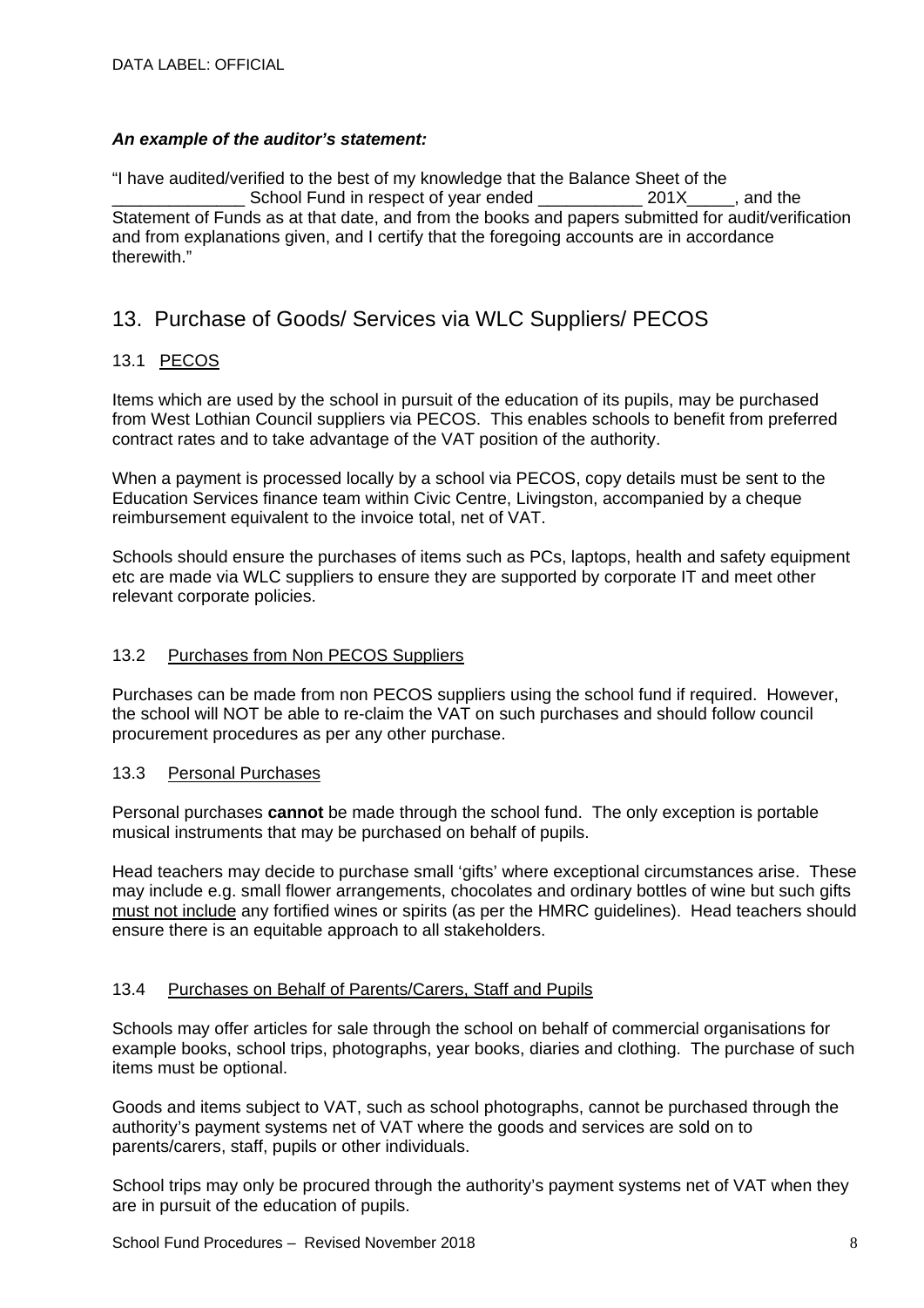***An example of the auditor's statement:***

"I have audited/verified to the best of my knowledge that the Balance Sheet of the ______________ School Fund in respect of year ended ___________ 201X_____, and the Statement of Funds as at that date, and from the books and papers submitted for audit/verification and from explanations given, and I certify that the foregoing accounts are in accordance therewith."

## 13. Purchase of Goods/ Services via WLC Suppliers/ PECOS

### 13.1 PECOS

Items which are used by the school in pursuit of the education of its pupils, may be purchased from West Lothian Council suppliers via PECOS. This enables schools to benefit from preferred contract rates and to take advantage of the VAT position of the authority.

When a payment is processed locally by a school via PECOS, copy details must be sent to the Education Services finance team within Civic Centre, Livingston, accompanied by a cheque reimbursement equivalent to the invoice total, net of VAT.

Schools should ensure the purchases of items such as PCs, laptops, health and safety equipment etc are made via WLC suppliers to ensure they are supported by corporate IT and meet other relevant corporate policies.

### 13.2 Purchases from Non PECOS Suppliers

Purchases can be made from non PECOS suppliers using the school fund if required. However, the school will NOT be able to re-claim the VAT on such purchases and should follow council procurement procedures as per any other purchase.

### 13.3 Personal Purchases

Personal purchases **cannot** be made through the school fund. The only exception is portable musical instruments that may be purchased on behalf of pupils.

Head teachers may decide to purchase small 'gifts' where exceptional circumstances arise. These may include e.g. small flower arrangements, chocolates and ordinary bottles of wine but such gifts must not include any fortified wines or spirits (as per the HMRC guidelines). Head teachers should ensure there is an equitable approach to all stakeholders.

### 13.4 Purchases on Behalf of Parents/Carers, Staff and Pupils

Schools may offer articles for sale through the school on behalf of commercial organisations for example books, school trips, photographs, year books, diaries and clothing. The purchase of such items must be optional.

Goods and items subject to VAT, such as school photographs, cannot be purchased through the authority's payment systems net of VAT where the goods and services are sold on to parents/carers, staff, pupils or other individuals.

School trips may only be procured through the authority's payment systems net of VAT when they are in pursuit of the education of pupils.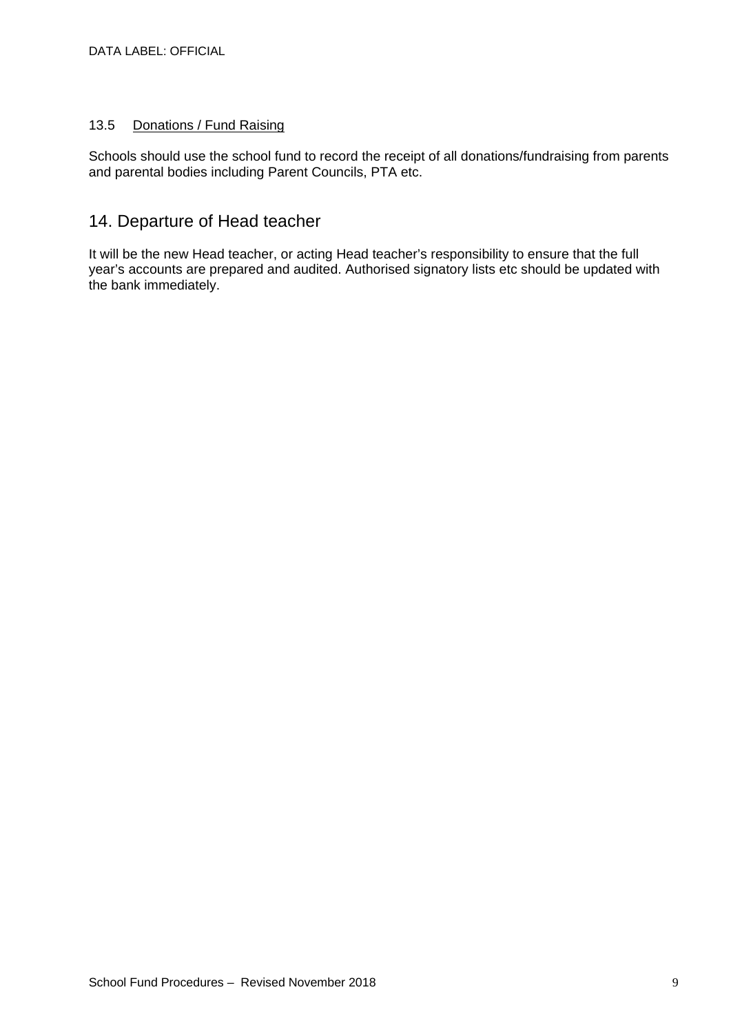### 13.5 Donations / Fund Raising

Schools should use the school fund to record the receipt of all donations/fundraising from parents and parental bodies including Parent Councils, PTA etc.

## 14. Departure of Head teacher

It will be the new Head teacher, or acting Head teacher's responsibility to ensure that the full year's accounts are prepared and audited. Authorised signatory lists etc should be updated with the bank immediately.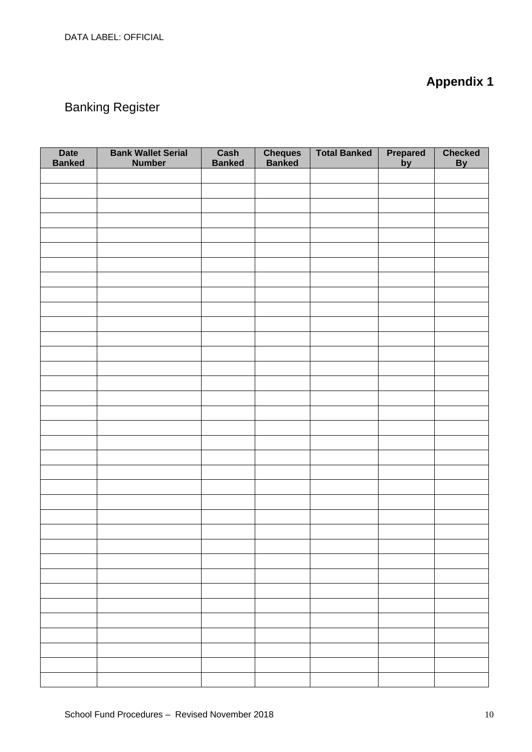DATA LABEL: OFFICIAL

**Appendix 1**

## Banking Register

| Date Banked | Bank Wallet Serial Number | Cash Banked | Cheques Banked | Total Banked | Prepared by | Checked By |
|---|---|---|---|---|---|---|
| | | | | | | |
| | | | | | | |
| | | | | | | |
| | | | | | | |
| | | | | | | |
| | | | | | | |
| | | | | | | |
| | | | | | | |
| | | | | | | |
| | | | | | | |
| | | | | | | |
| | | | | | | |
| | | | | | | |
| | | | | | | |
| | | | | | | |
| | | | | | | |
| | | | | | | |
| | | | | | | |
| | | | | | | |
| | | | | | | |
| | | | | | | |
| | | | | | | |
| | | | | | | |
| | | | | | | |
| | | | | | | |
| | | | | | | |
| | | | | | | |
| | | | | | | |
| | | | | | | |
| | | | | | | |
| | | | | | | |
| | | | | | | |
| | | | | | | |
| | | | | | | |
| | | | | | | |
| | | | | | | |